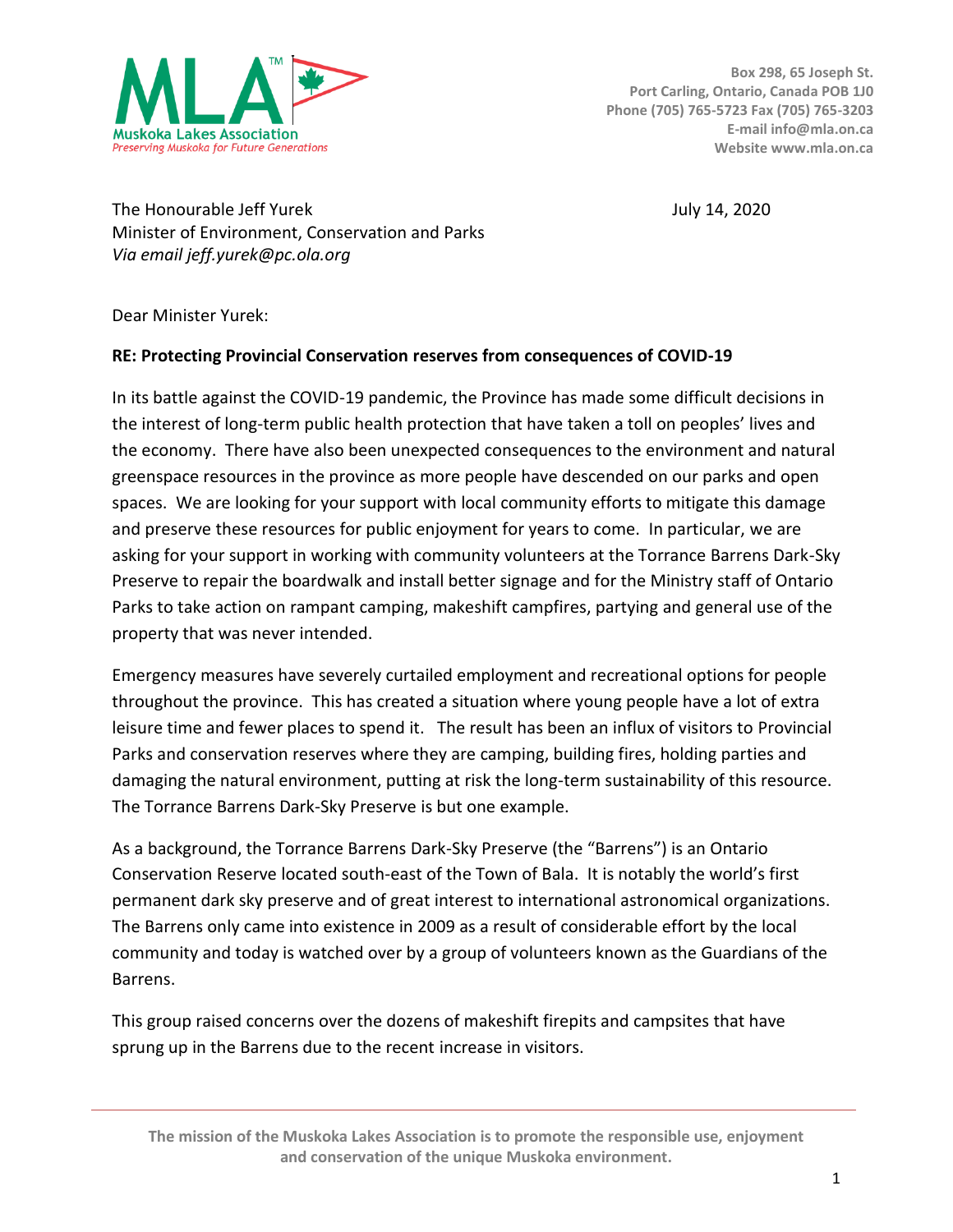Muskoka Lakes Association
*Preserving Muskoka for Future Generations*

**Box 298, 65 Joseph St.**
**Port Carling, Ontario, Canada POB 1J0**
**Phone (705) 765-5723 Fax (705) 765-3203**
**E-mail info@mla.on.ca**
**Website www.mla.on.ca**

The Honourable Jeff Yurek
Minister of Environment, Conservation and Parks
*Via email jeff.yurek@pc.ola.org*

July 14, 2020

Dear Minister Yurek:

**RE: Protecting Provincial Conservation reserves from consequences of COVID-19**

In its battle against the COVID-19 pandemic, the Province has made some difficult decisions in the interest of long-term public health protection that have taken a toll on peoples' lives and the economy. There have also been unexpected consequences to the environment and natural greenspace resources in the province as more people have descended on our parks and open spaces. We are looking for your support with local community efforts to mitigate this damage and preserve these resources for public enjoyment for years to come. In particular, we are asking for your support in working with community volunteers at the Torrance Barrens Dark-Sky Preserve to repair the boardwalk and install better signage and for the Ministry staff of Ontario Parks to take action on rampant camping, makeshift campfires, partying and general use of the property that was never intended.

Emergency measures have severely curtailed employment and recreational options for people throughout the province. This has created a situation where young people have a lot of extra leisure time and fewer places to spend it. The result has been an influx of visitors to Provincial Parks and conservation reserves where they are camping, building fires, holding parties and damaging the natural environment, putting at risk the long-term sustainability of this resource. The Torrance Barrens Dark-Sky Preserve is but one example.

As a background, the Torrance Barrens Dark-Sky Preserve (the "Barrens") is an Ontario Conservation Reserve located south-east of the Town of Bala. It is notably the world's first permanent dark sky preserve and of great interest to international astronomical organizations. The Barrens only came into existence in 2009 as a result of considerable effort by the local community and today is watched over by a group of volunteers known as the Guardians of the Barrens.

This group raised concerns over the dozens of makeshift firepits and campsites that have sprung up in the Barrens due to the recent increase in visitors.

**The mission of the Muskoka Lakes Association is to promote the responsible use, enjoyment and conservation of the unique Muskoka environment.**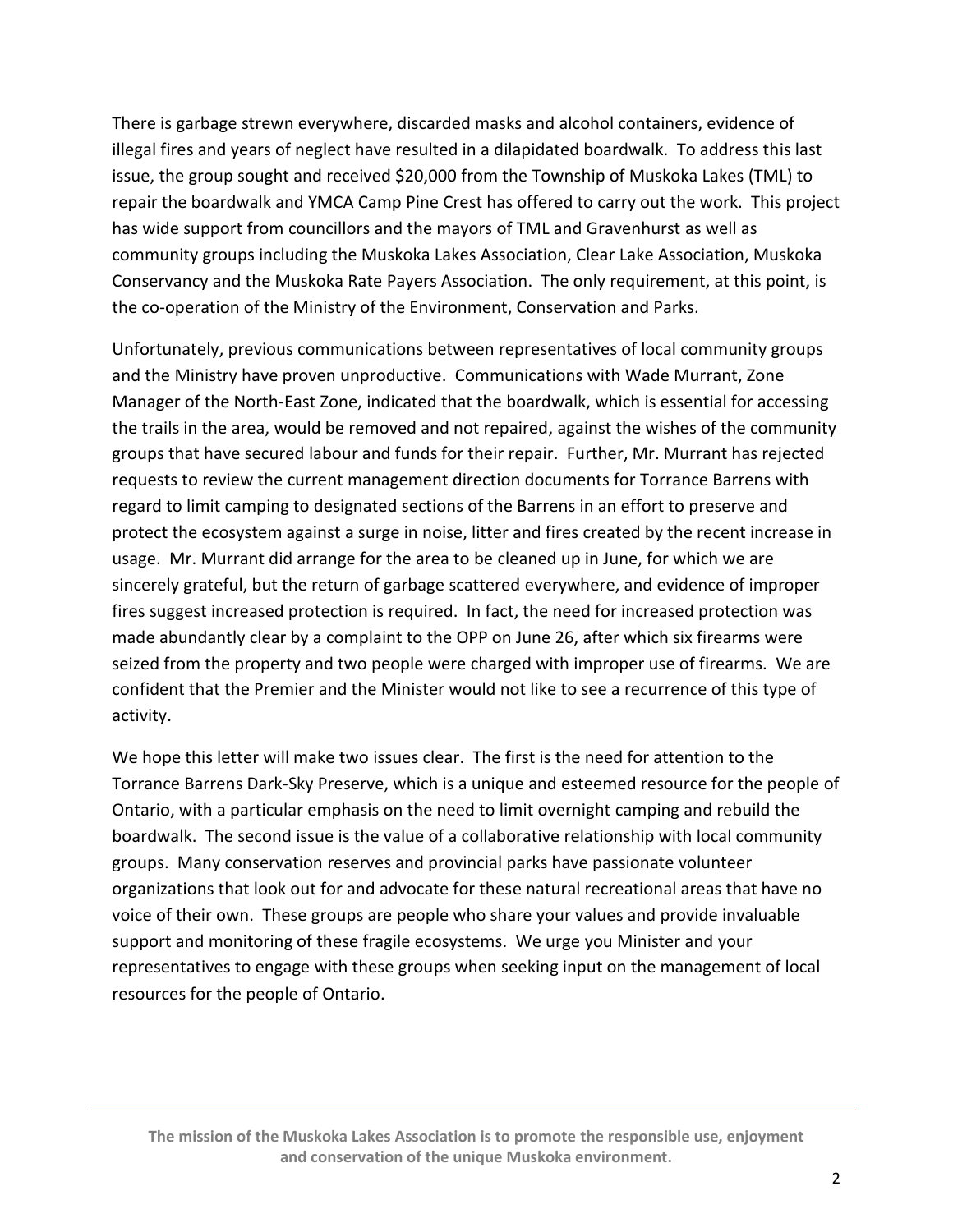There is garbage strewn everywhere, discarded masks and alcohol containers, evidence of illegal fires and years of neglect have resulted in a dilapidated boardwalk. To address this last issue, the group sought and received $20,000 from the Township of Muskoka Lakes (TML) to repair the boardwalk and YMCA Camp Pine Crest has offered to carry out the work. This project has wide support from councillors and the mayors of TML and Gravenhurst as well as community groups including the Muskoka Lakes Association, Clear Lake Association, Muskoka Conservancy and the Muskoka Rate Payers Association. The only requirement, at this point, is the co-operation of the Ministry of the Environment, Conservation and Parks.

Unfortunately, previous communications between representatives of local community groups and the Ministry have proven unproductive. Communications with Wade Murrant, Zone Manager of the North-East Zone, indicated that the boardwalk, which is essential for accessing the trails in the area, would be removed and not repaired, against the wishes of the community groups that have secured labour and funds for their repair. Further, Mr. Murrant has rejected requests to review the current management direction documents for Torrance Barrens with regard to limit camping to designated sections of the Barrens in an effort to preserve and protect the ecosystem against a surge in noise, litter and fires created by the recent increase in usage. Mr. Murrant did arrange for the area to be cleaned up in June, for which we are sincerely grateful, but the return of garbage scattered everywhere, and evidence of improper fires suggest increased protection is required. In fact, the need for increased protection was made abundantly clear by a complaint to the OPP on June 26, after which six firearms were seized from the property and two people were charged with improper use of firearms. We are confident that the Premier and the Minister would not like to see a recurrence of this type of activity.

We hope this letter will make two issues clear. The first is the need for attention to the Torrance Barrens Dark-Sky Preserve, which is a unique and esteemed resource for the people of Ontario, with a particular emphasis on the need to limit overnight camping and rebuild the boardwalk. The second issue is the value of a collaborative relationship with local community groups. Many conservation reserves and provincial parks have passionate volunteer organizations that look out for and advocate for these natural recreational areas that have no voice of their own. These groups are people who share your values and provide invaluable support and monitoring of these fragile ecosystems. We urge you Minister and your representatives to engage with these groups when seeking input on the management of local resources for the people of Ontario.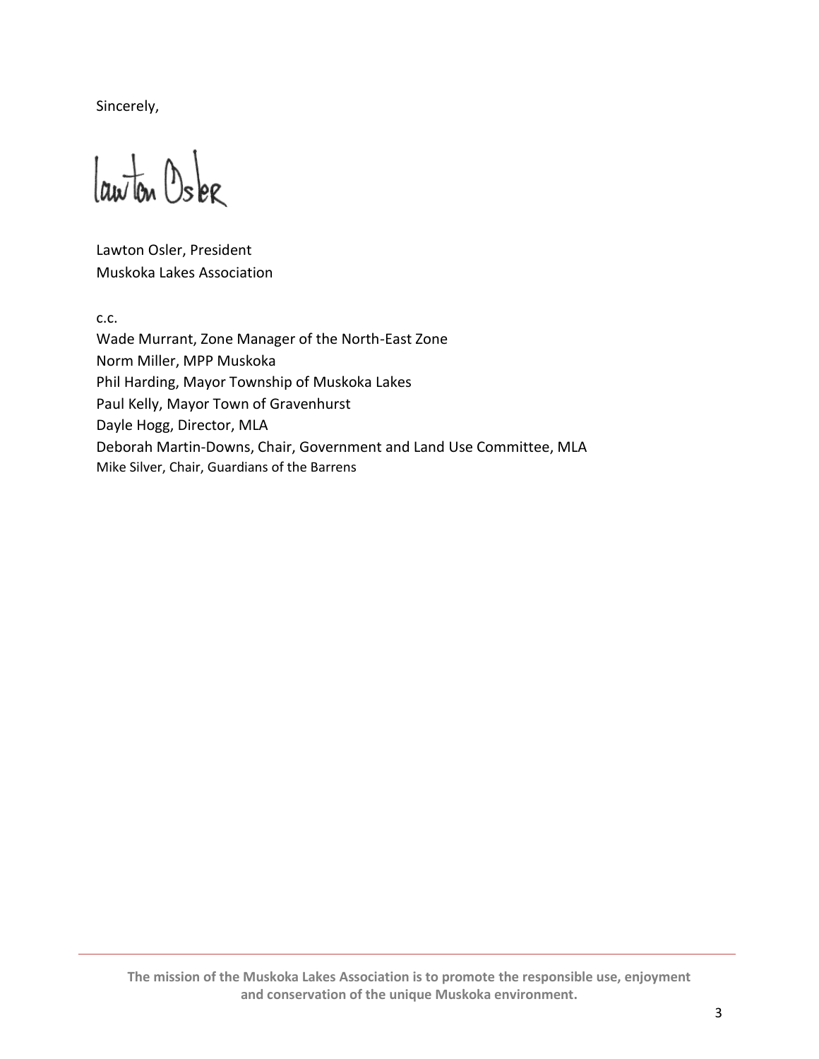Sincerely,

Lawton Osler

Lawton Osler, President
Muskoka Lakes Association

c.c.
Wade Murrant, Zone Manager of the North-East Zone
Norm Miller, MPP Muskoka
Phil Harding, Mayor Township of Muskoka Lakes
Paul Kelly, Mayor Town of Gravenhurst
Dayle Hogg, Director, MLA
Deborah Martin-Downs, Chair, Government and Land Use Committee, MLA
Mike Silver, Chair, Guardians of the Barrens

**The mission of the Muskoka Lakes Association is to promote the responsible use, enjoyment and conservation of the unique Muskoka environment.**